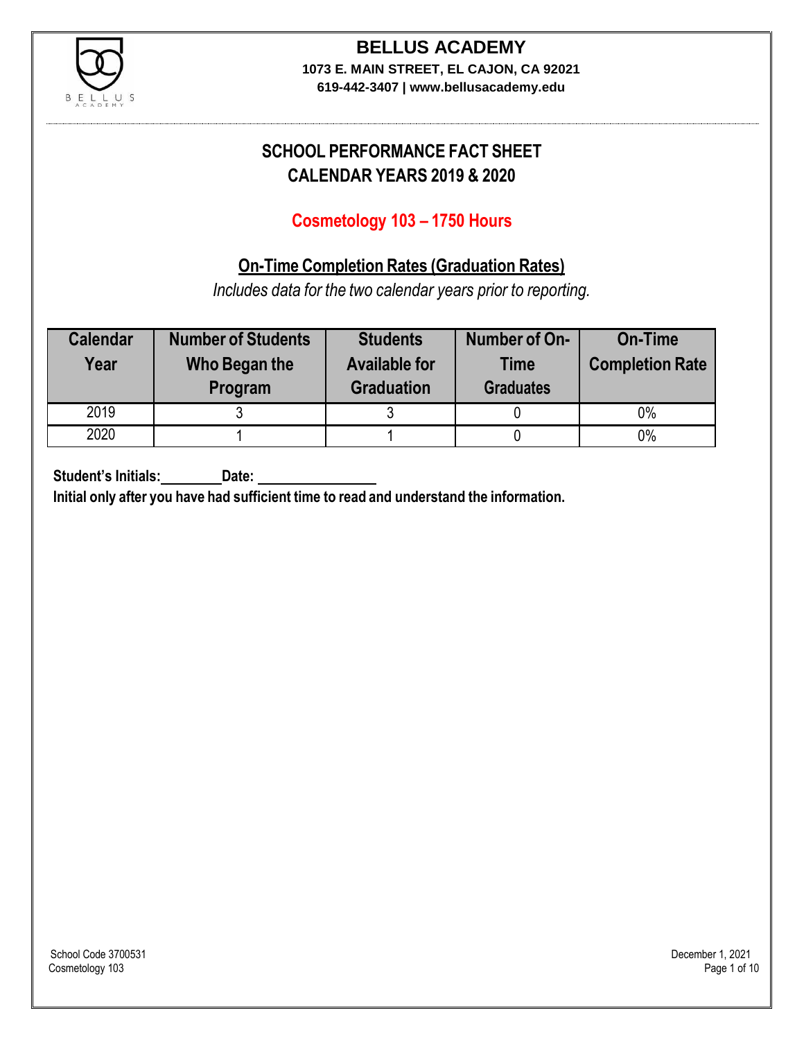# BELLUS ACADEMY

**1073 E. MAIN STREET, EL CAJON, CA 92021**
**619-442-3407 | www.bellusacademy.edu**

## SCHOOL PERFORMANCE FACT SHEET
## CALENDAR YEARS 2019 & 2020

### Cosmetology 103 – 1750 Hours

### On-Time Completion Rates (Graduation Rates)

*Includes data for the two calendar years prior to reporting.*

| Calendar Year | Number of Students Who Began the Program | Students Available for Graduation | Number of On-Time Graduates | On-Time Completion Rate |
|---|---|---|---|---|
| 2019 | 3 | 3 | 0 | 0% |
| 2020 | 1 | 1 | 0 | 0% |

**Student's Initials:________ Date: ________________**

**Initial only after you have had sufficient time to read and understand the information.**

School Code 3700531
Cosmetology 103

December 1, 2021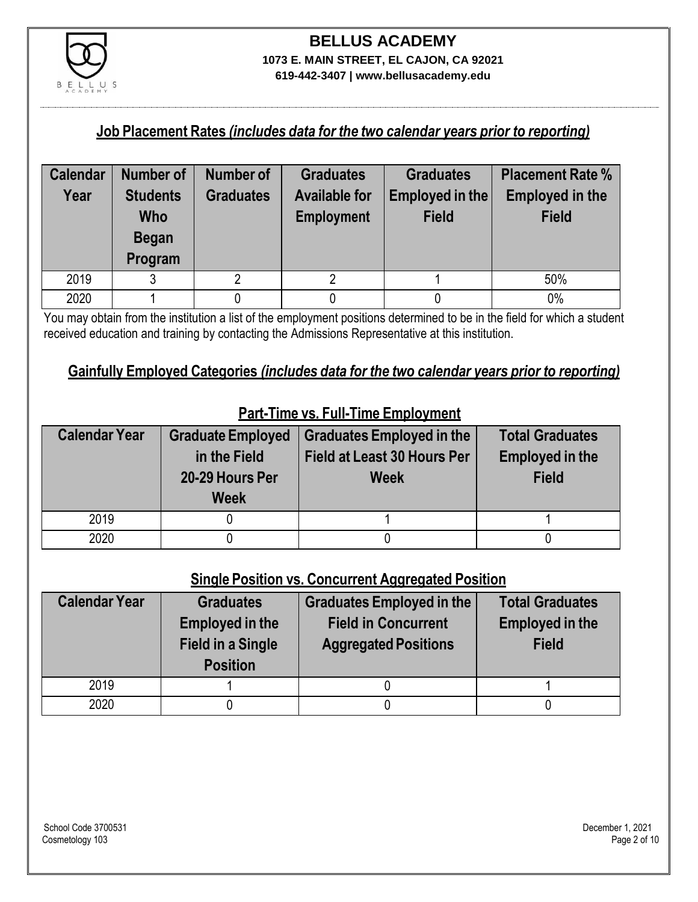# BELLUS ACADEMY

**1073 E. MAIN STREET, EL CAJON, CA 92021**

**619-442-3407 | www.bellusacademy.edu**

## Job Placement Rates *(includes data for the two calendar years prior to reporting)*

| Calendar Year | Number of Students Who Began Program | Number of Graduates | Graduates Available for Employment | Graduates Employed in the Field | Placement Rate % Employed in the Field |
|---|---|---|---|---|---|
| 2019 | 3 | 2 | 2 | 1 | 50% |
| 2020 | 1 | 0 | 0 | 0 | 0% |

You may obtain from the institution a list of the employment positions determined to be in the field for which a student received education and training by contacting the Admissions Representative at this institution.

## Gainfully Employed Categories *(includes data for the two calendar years prior to reporting)*

### Part-Time vs. Full-Time Employment

| Calendar Year | Graduate Employed in the Field 20-29 Hours Per Week | Graduates Employed in the Field at Least 30 Hours Per Week | Total Graduates Employed in the Field |
|---|---|---|---|
| 2019 | 0 | 1 | 1 |
| 2020 | 0 | 0 | 0 |

### Single Position vs. Concurrent Aggregated Position

| Calendar Year | Graduates Employed in the Field in a Single Position | Graduates Employed in the Field in Concurrent Aggregated Positions | Total Graduates Employed in the Field |
|---|---|---|---|
| 2019 | 1 | 0 | 1 |
| 2020 | 0 | 0 | 0 |

School Code 3700531
Cosmetology 103

December 1, 2021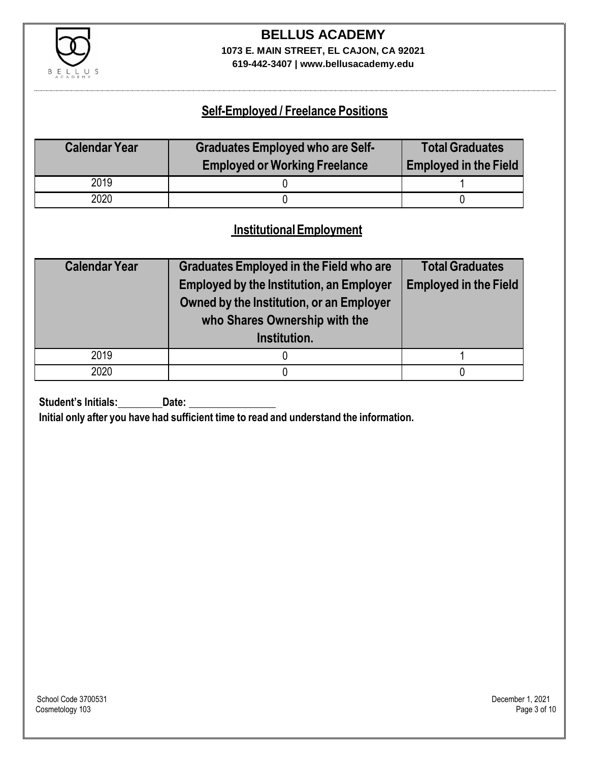## Self-Employed / Freelance Positions

| Calendar Year | Graduates Employed who are Self-Employed or Working Freelance | Total Graduates Employed in the Field |
|---|---|---|
| 2019 | 0 | 1 |
| 2020 | 0 | 0 |

## Institutional Employment

| Calendar Year | Graduates Employed in the Field who are Employed by the Institution, an Employer Owned by the Institution, or an Employer who Shares Ownership with the Institution. | Total Graduates Employed in the Field |
|---|---|---|
| 2019 | 0 | 1 |
| 2020 | 0 | 0 |

**Student's Initials:**\_\_\_\_\_\_\_\_ **Date:** \_\_\_\_\_\_\_\_\_\_\_\_\_\_\_\_

**Initial only after you have had sufficient time to read and understand the information.**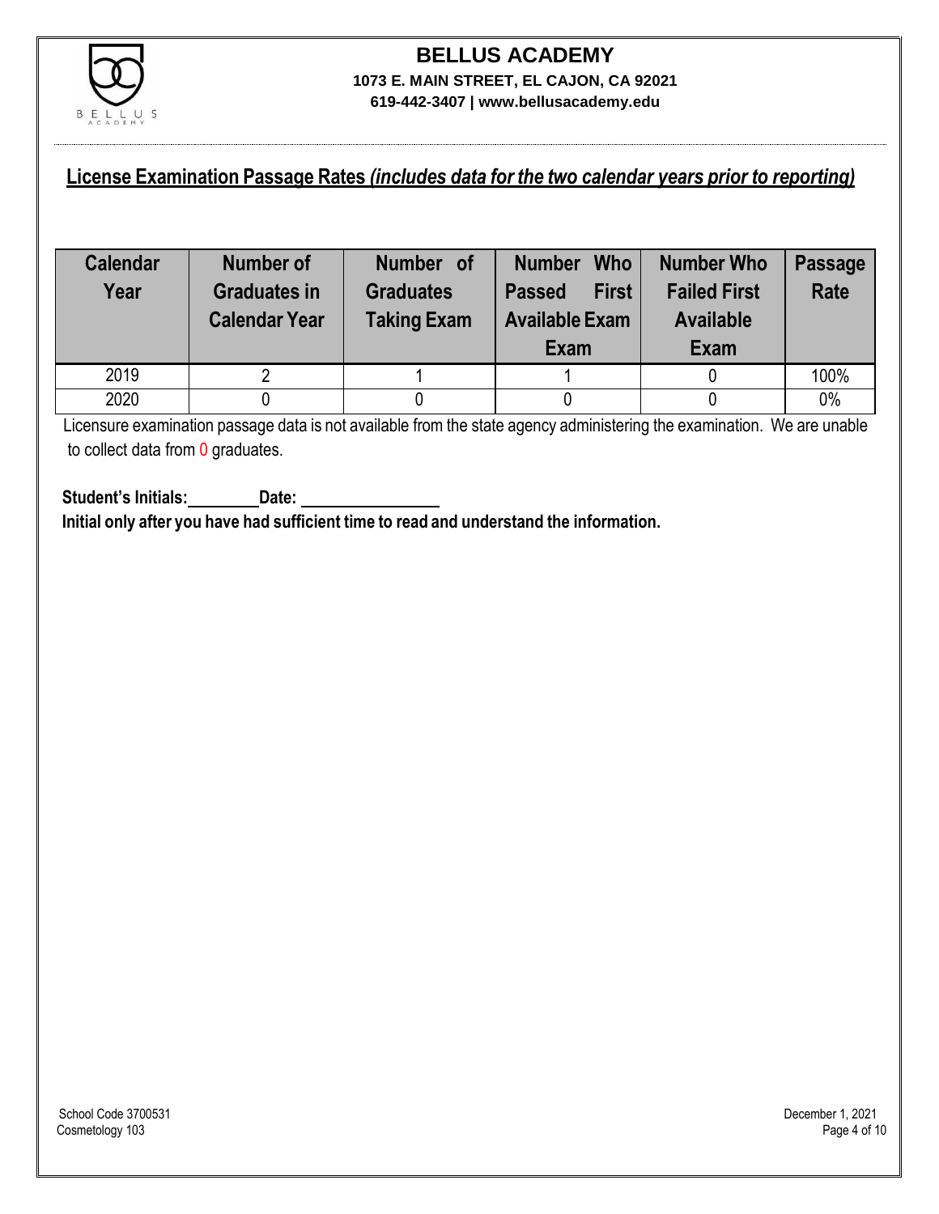**BELLUS ACADEMY**
**1073 E. MAIN STREET, EL CAJON, CA 92021**
**619-442-3407 | www.bellusacademy.edu**

## License Examination Passage Rates *(includes data for the two calendar years prior to reporting)*

| Calendar Year | Number of Graduates in Calendar Year | Number of Graduates Taking Exam | Number Who Passed First Available Exam Exam | Number Who Failed First Available Exam | Passage Rate |
|---|---|---|---|---|---|
| 2019 | 2 | 1 | 1 | 0 | 100% |
| 2020 | 0 | 0 | 0 | 0 | 0% |

Licensure examination passage data is not available from the state agency administering the examination. We are unable to collect data from 0 graduates.

**Student's Initials:________ Date: ________________**
**Initial only after you have had sufficient time to read and understand the information.**

School Code 3700531
Cosmetology 103

December 1, 2021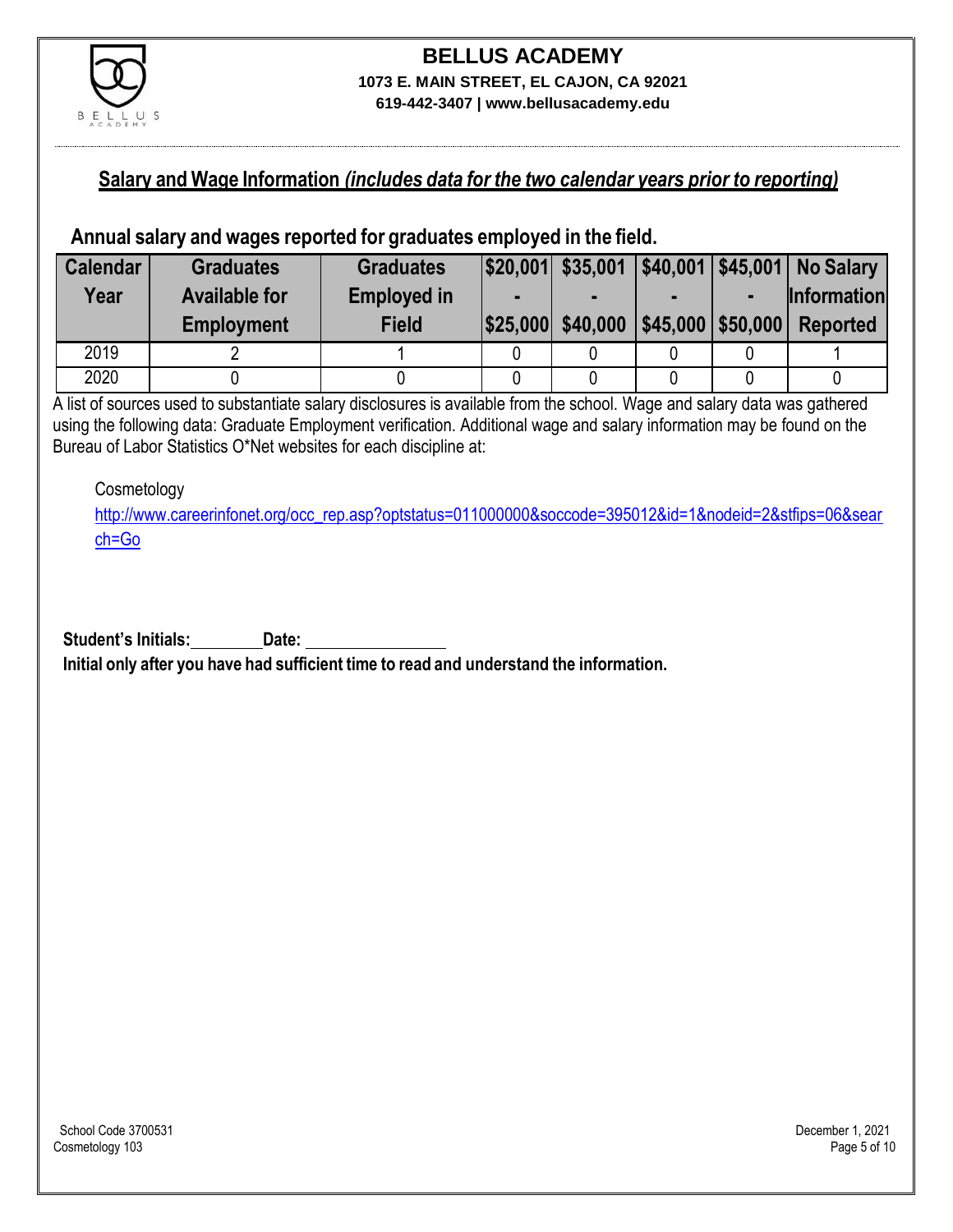# BELLUS ACADEMY

**1073 E. MAIN STREET, EL CAJON, CA 92021**
**619-442-3407 | www.bellusacademy.edu**

## Salary and Wage Information *(includes data for the two calendar years prior to reporting)*

### Annual salary and wages reported for graduates employed in the field.

| Calendar Year | Graduates Available for Employment | Graduates Employed in Field | $20,001 - $25,000 | $35,001 - $40,000 | $40,001 - $45,000 | $45,001 - $50,000 | No Salary Information Reported |
|---|---|---|---|---|---|---|---|
| 2019 | 2 | 1 | 0 | 0 | 0 | 0 | 1 |
| 2020 | 0 | 0 | 0 | 0 | 0 | 0 | 0 |

A list of sources used to substantiate salary disclosures is available from the school. Wage and salary data was gathered using the following data: Graduate Employment verification. Additional wage and salary information may be found on the Bureau of Labor Statistics O*Net websites for each discipline at:

Cosmetology
http://www.careerinfonet.org/occ_rep.asp?optstatus=011000000&soccode=395012&id=1&nodeid=2&stfips=06&search=Go

**Student's Initials:**\_\_\_\_\_\_\_\_ **Date:** \_\_\_\_\_\_\_\_\_\_\_\_\_\_\_\_

**Initial only after you have had sufficient time to read and understand the information.**

School Code 3700531
Cosmetology 103

December 1, 2021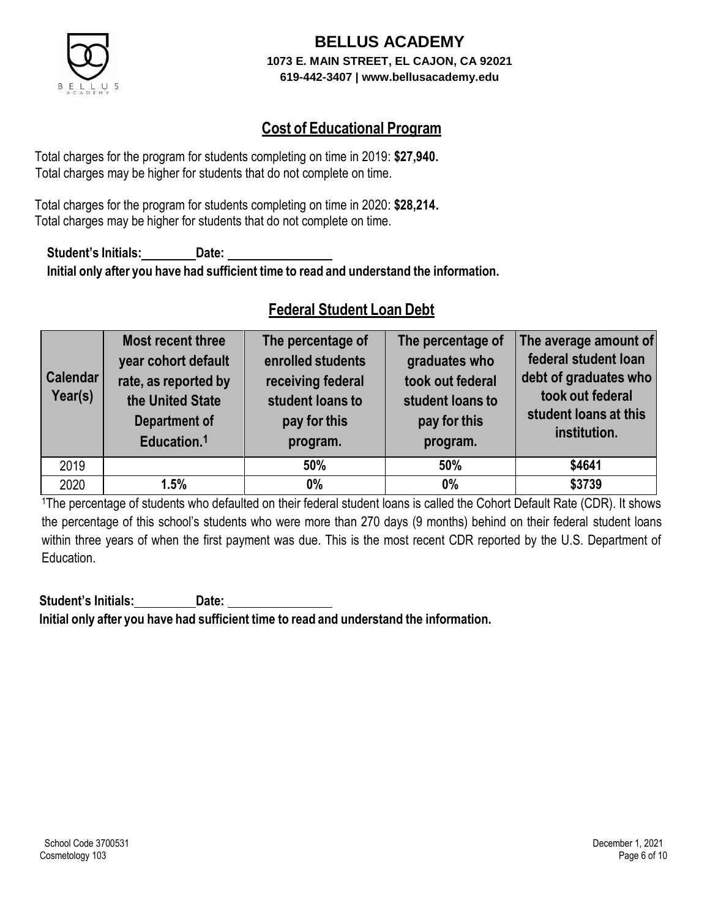# BELLUS ACADEMY

**1073 E. MAIN STREET, EL CAJON, CA 92021**
**619-442-3407 | www.bellusacademy.edu**

## Cost of Educational Program

Total charges for the program for students completing on time in 2019: **$27,940.**
Total charges may be higher for students that do not complete on time.

Total charges for the program for students completing on time in 2020: **$28,214.**
Total charges may be higher for students that do not complete on time.

**Student's Initials:________ Date: ________________**
**Initial only after you have had sufficient time to read and understand the information.**

## Federal Student Loan Debt

| Calendar Year(s) | Most recent three year cohort default rate, as reported by the United State Department of Education.[1] | The percentage of enrolled students receiving federal student loans to pay for this program. | The percentage of graduates who took out federal student loans to pay for this program. | The average amount of federal student loan debt of graduates who took out federal student loans at this institution. |
|---|---|---|---|---|
| 2019 | | **50%** | **50%** | **$4641** |
| 2020 | **1.5%** | **0%** | **0%** | **$3739** |

[1]The percentage of students who defaulted on their federal student loans is called the Cohort Default Rate (CDR). It shows the percentage of this school's students who were more than 270 days (9 months) behind on their federal student loans within three years of when the first payment was due. This is the most recent CDR reported by the U.S. Department of Education.

**Student's Initials:________ Date: ________________**
**Initial only after you have had sufficient time to read and understand the information.**

School Code 3700531
Cosmetology 103

December 1, 2021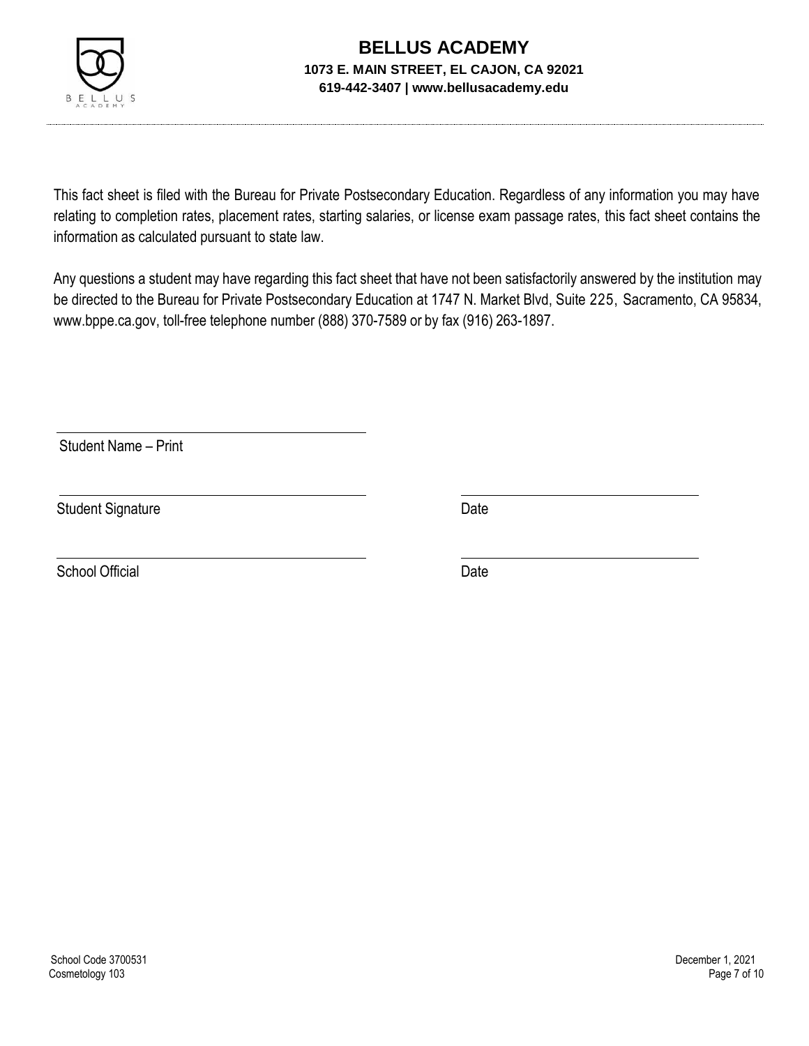# BELLUS ACADEMY

**1073 E. MAIN STREET, EL CAJON, CA 92021**

**619-442-3407 | www.bellusacademy.edu**

This fact sheet is filed with the Bureau for Private Postsecondary Education. Regardless of any information you may have relating to completion rates, placement rates, starting salaries, or license exam passage rates, this fact sheet contains the information as calculated pursuant to state law.

Any questions a student may have regarding this fact sheet that have not been satisfactorily answered by the institution may be directed to the Bureau for Private Postsecondary Education at 1747 N. Market Blvd, Suite 225, Sacramento, CA 95834, www.bppe.ca.gov, toll-free telephone number (888) 370-7589 or by fax (916) 263-1897.

\_\_\_\_\_\_\_\_\_\_\_\_\_\_\_\_\_\_\_\_\_\_\_\_\_\_\_\_\_\_\_\_\_\_\_\_\_\_\_\_

Student Name – Print

\_\_\_\_\_\_\_\_\_\_\_\_\_\_\_\_\_\_\_\_\_\_\_\_\_\_\_\_\_\_\_\_\_\_\_\_\_\_\_\_ \_\_\_\_\_\_\_\_\_\_\_\_\_\_\_\_\_\_\_\_\_\_\_\_\_\_\_\_\_\_

Student Signature Date

\_\_\_\_\_\_\_\_\_\_\_\_\_\_\_\_\_\_\_\_\_\_\_\_\_\_\_\_\_\_\_\_\_\_\_\_\_\_\_\_ \_\_\_\_\_\_\_\_\_\_\_\_\_\_\_\_\_\_\_\_\_\_\_\_\_\_\_\_\_\_

School Official Date

School Code 3700531
Cosmetology 103

December 1, 2021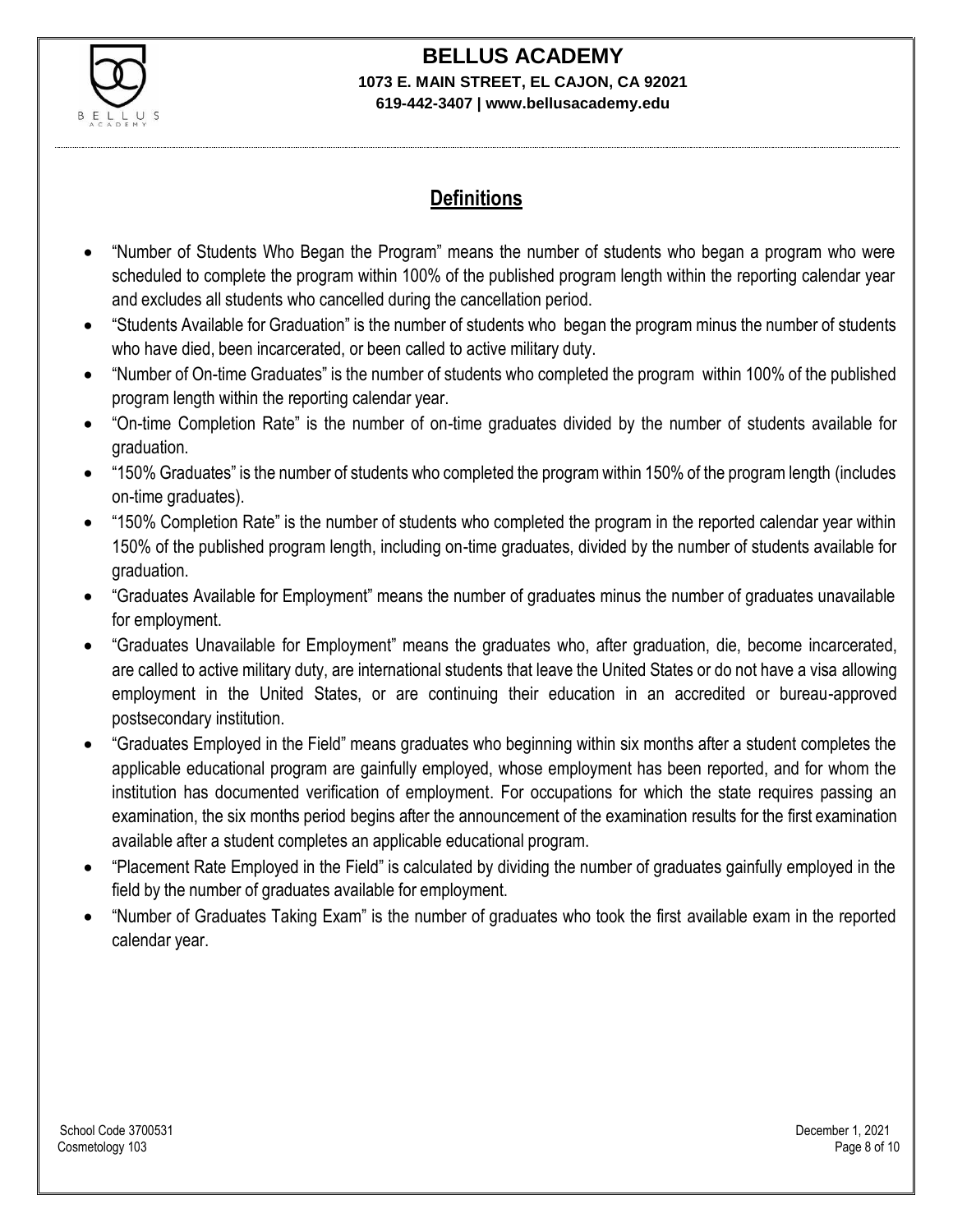## Definitions

- "Number of Students Who Began the Program" means the number of students who began a program who were scheduled to complete the program within 100% of the published program length within the reporting calendar year and excludes all students who cancelled during the cancellation period.
- "Students Available for Graduation" is the number of students who began the program minus the number of students who have died, been incarcerated, or been called to active military duty.
- "Number of On-time Graduates" is the number of students who completed the program within 100% of the published program length within the reporting calendar year.
- "On-time Completion Rate" is the number of on-time graduates divided by the number of students available for graduation.
- "150% Graduates" is the number of students who completed the program within 150% of the program length (includes on-time graduates).
- "150% Completion Rate" is the number of students who completed the program in the reported calendar year within 150% of the published program length, including on-time graduates, divided by the number of students available for graduation.
- "Graduates Available for Employment" means the number of graduates minus the number of graduates unavailable for employment.
- "Graduates Unavailable for Employment" means the graduates who, after graduation, die, become incarcerated, are called to active military duty, are international students that leave the United States or do not have a visa allowing employment in the United States, or are continuing their education in an accredited or bureau-approved postsecondary institution.
- "Graduates Employed in the Field" means graduates who beginning within six months after a student completes the applicable educational program are gainfully employed, whose employment has been reported, and for whom the institution has documented verification of employment. For occupations for which the state requires passing an examination, the six months period begins after the announcement of the examination results for the first examination available after a student completes an applicable educational program.
- "Placement Rate Employed in the Field" is calculated by dividing the number of graduates gainfully employed in the field by the number of graduates available for employment.
- "Number of Graduates Taking Exam" is the number of graduates who took the first available exam in the reported calendar year.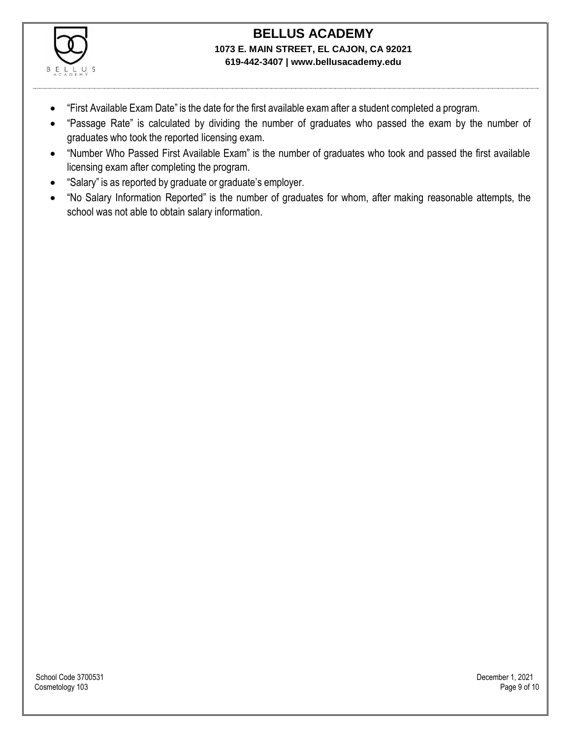- “First Available Exam Date” is the date for the first available exam after a student completed a program.
- “Passage Rate” is calculated by dividing the number of graduates who passed the exam by the number of graduates who took the reported licensing exam.
- “Number Who Passed First Available Exam” is the number of graduates who took and passed the first available licensing exam after completing the program.
- “Salary” is as reported by graduate or graduate’s employer.
- “No Salary Information Reported” is the number of graduates for whom, after making reasonable attempts, the school was not able to obtain salary information.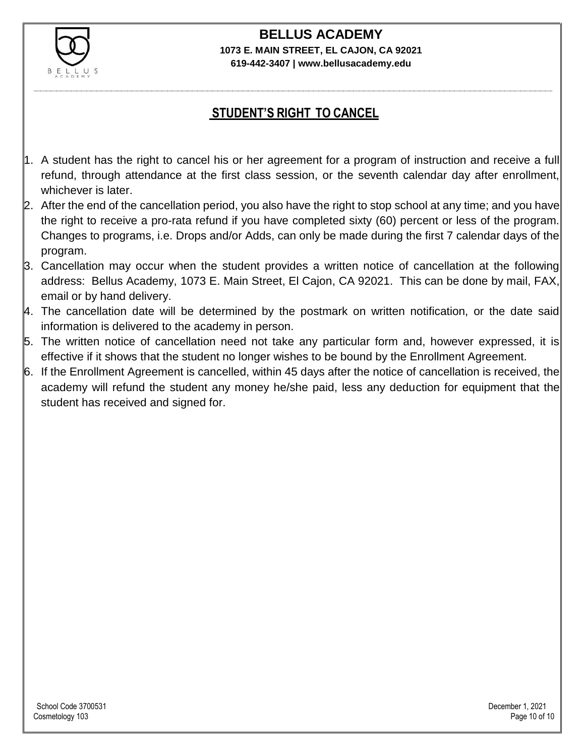## STUDENT'S RIGHT TO CANCEL

1. A student has the right to cancel his or her agreement for a program of instruction and receive a full refund, through attendance at the first class session, or the seventh calendar day after enrollment, whichever is later.
2. After the end of the cancellation period, you also have the right to stop school at any time; and you have the right to receive a pro-rata refund if you have completed sixty (60) percent or less of the program. Changes to programs, i.e. Drops and/or Adds, can only be made during the first 7 calendar days of the program.
3. Cancellation may occur when the student provides a written notice of cancellation at the following address: Bellus Academy, 1073 E. Main Street, El Cajon, CA 92021. This can be done by mail, FAX, email or by hand delivery.
4. The cancellation date will be determined by the postmark on written notification, or the date said information is delivered to the academy in person.
5. The written notice of cancellation need not take any particular form and, however expressed, it is effective if it shows that the student no longer wishes to be bound by the Enrollment Agreement.
6. If the Enrollment Agreement is cancelled, within 45 days after the notice of cancellation is received, the academy will refund the student any money he/she paid, less any deduction for equipment that the student has received and signed for.